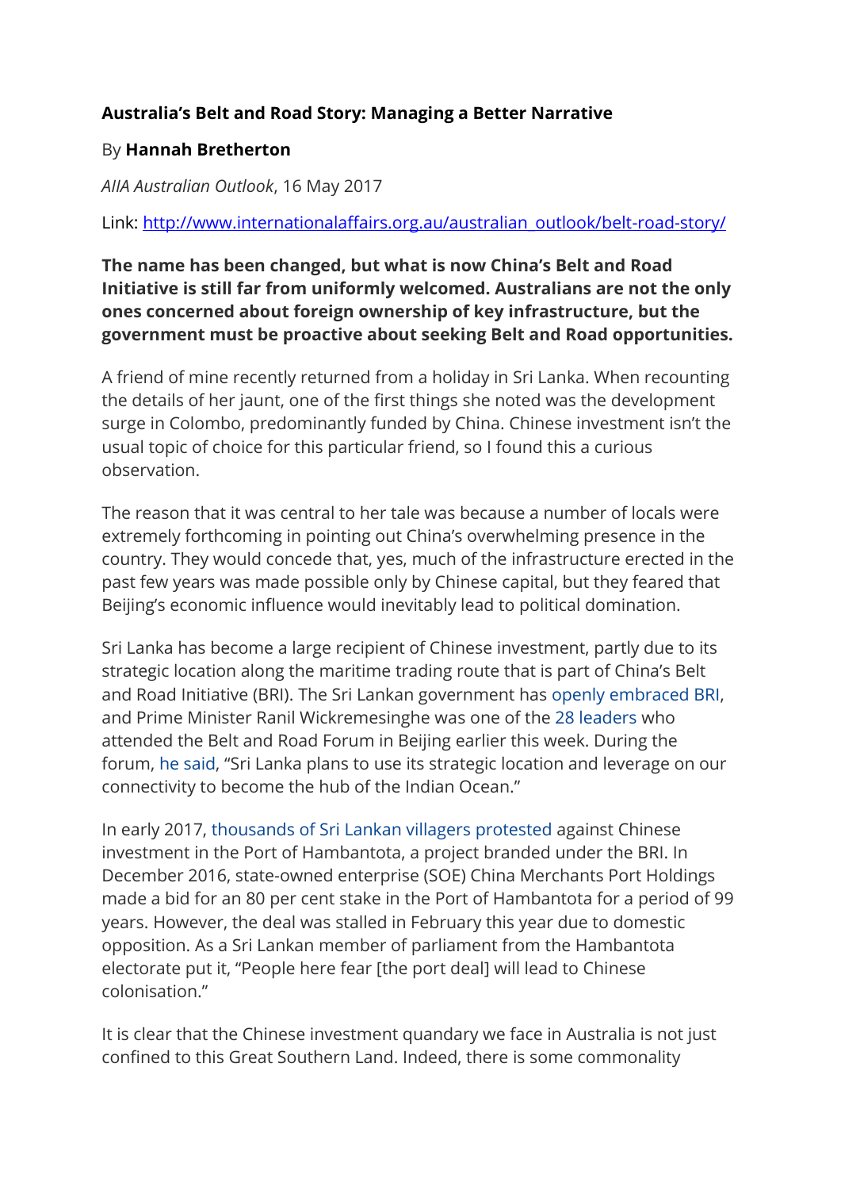**Australia's Belt and Road Story: Managing a Better Narrative**

By **Hannah Bretherton**

*AIIA Australian Outlook*, 16 May 2017

Link: http://www.internationalaffairs.org.au/australian_outlook/belt-road-story/

**The name has been changed, but what is now China's Belt and Road Initiative is still far from uniformly welcomed. Australians are not the only ones concerned about foreign ownership of key infrastructure, but the government must be proactive about seeking Belt and Road opportunities.**

A friend of mine recently returned from a holiday in Sri Lanka. When recounting the details of her jaunt, one of the first things she noted was the development surge in Colombo, predominantly funded by China. Chinese investment isn't the usual topic of choice for this particular friend, so I found this a curious observation.

The reason that it was central to her tale was because a number of locals were extremely forthcoming in pointing out China's overwhelming presence in the country. They would concede that, yes, much of the infrastructure erected in the past few years was made possible only by Chinese capital, but they feared that Beijing's economic influence would inevitably lead to political domination.

Sri Lanka has become a large recipient of Chinese investment, partly due to its strategic location along the maritime trading route that is part of China's Belt and Road Initiative (BRI). The Sri Lankan government has openly embraced BRI, and Prime Minister Ranil Wickremesinghe was one of the 28 leaders who attended the Belt and Road Forum in Beijing earlier this week. During the forum, he said, "Sri Lanka plans to use its strategic location and leverage on our connectivity to become the hub of the Indian Ocean."

In early 2017, thousands of Sri Lankan villagers protested against Chinese investment in the Port of Hambantota, a project branded under the BRI. In December 2016, state-owned enterprise (SOE) China Merchants Port Holdings made a bid for an 80 per cent stake in the Port of Hambantota for a period of 99 years. However, the deal was stalled in February this year due to domestic opposition. As a Sri Lankan member of parliament from the Hambantota electorate put it, "People here fear [the port deal] will lead to Chinese colonisation."

It is clear that the Chinese investment quandary we face in Australia is not just confined to this Great Southern Land. Indeed, there is some commonality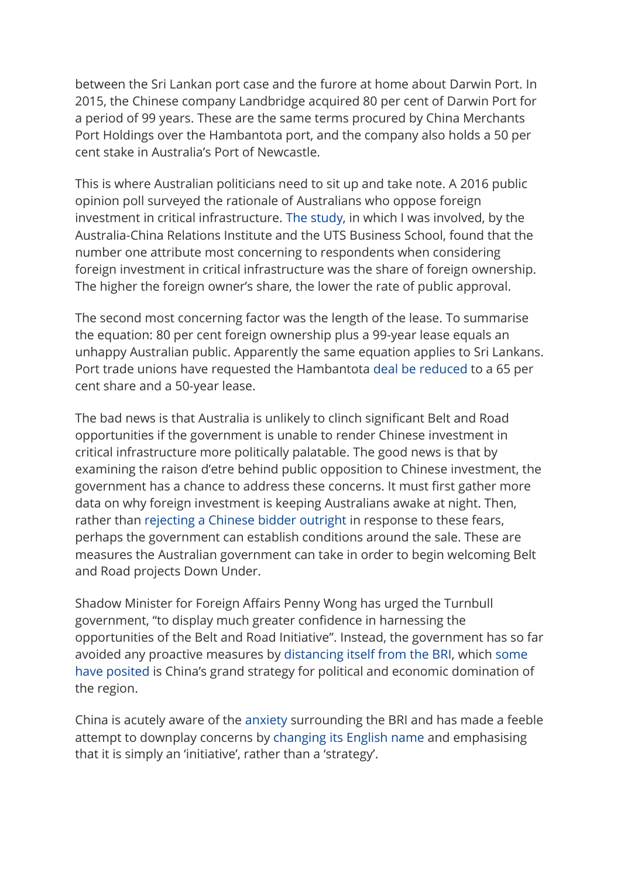between the Sri Lankan port case and the furore at home about Darwin Port. In 2015, the Chinese company Landbridge acquired 80 per cent of Darwin Port for a period of 99 years. These are the same terms procured by China Merchants Port Holdings over the Hambantota port, and the company also holds a 50 per cent stake in Australia's Port of Newcastle.

This is where Australian politicians need to sit up and take note. A 2016 public opinion poll surveyed the rationale of Australians who oppose foreign investment in critical infrastructure. The study, in which I was involved, by the Australia-China Relations Institute and the UTS Business School, found that the number one attribute most concerning to respondents when considering foreign investment in critical infrastructure was the share of foreign ownership. The higher the foreign owner's share, the lower the rate of public approval.

The second most concerning factor was the length of the lease. To summarise the equation: 80 per cent foreign ownership plus a 99-year lease equals an unhappy Australian public. Apparently the same equation applies to Sri Lankans. Port trade unions have requested the Hambantota deal be reduced to a 65 per cent share and a 50-year lease.

The bad news is that Australia is unlikely to clinch significant Belt and Road opportunities if the government is unable to render Chinese investment in critical infrastructure more politically palatable. The good news is that by examining the raison d'etre behind public opposition to Chinese investment, the government has a chance to address these concerns. It must first gather more data on why foreign investment is keeping Australians awake at night. Then, rather than rejecting a Chinese bidder outright in response to these fears, perhaps the government can establish conditions around the sale. These are measures the Australian government can take in order to begin welcoming Belt and Road projects Down Under.

Shadow Minister for Foreign Affairs Penny Wong has urged the Turnbull government, "to display much greater confidence in harnessing the opportunities of the Belt and Road Initiative". Instead, the government has so far avoided any proactive measures by distancing itself from the BRI, which some have posited is China's grand strategy for political and economic domination of the region.

China is acutely aware of the anxiety surrounding the BRI and has made a feeble attempt to downplay concerns by changing its English name and emphasising that it is simply an 'initiative', rather than a 'strategy'.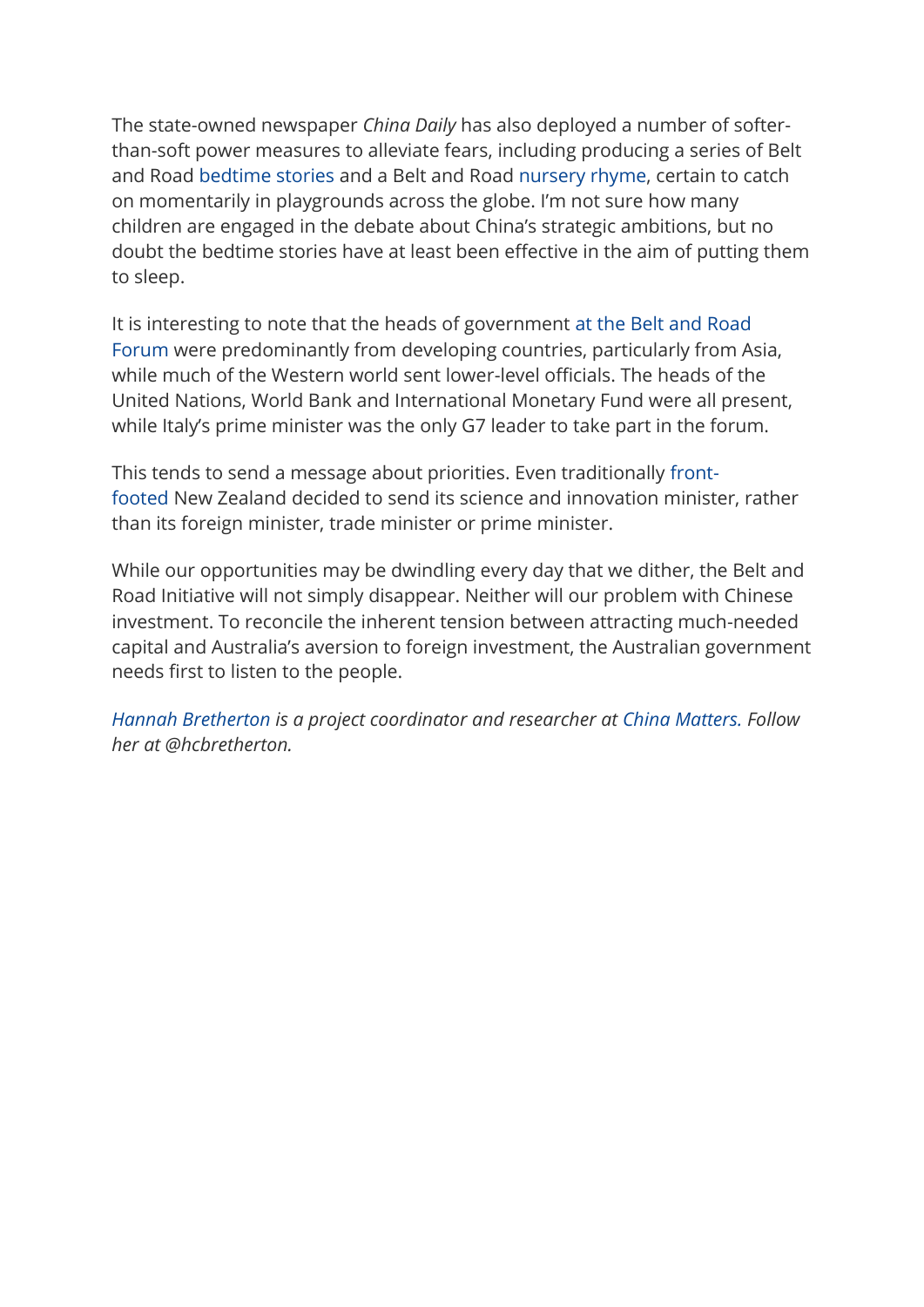The state-owned newspaper *China Daily* has also deployed a number of softer-than-soft power measures to alleviate fears, including producing a series of Belt and Road bedtime stories and a Belt and Road nursery rhyme, certain to catch on momentarily in playgrounds across the globe. I'm not sure how many children are engaged in the debate about China's strategic ambitions, but no doubt the bedtime stories have at least been effective in the aim of putting them to sleep.

It is interesting to note that the heads of government at the Belt and Road Forum were predominantly from developing countries, particularly from Asia, while much of the Western world sent lower-level officials. The heads of the United Nations, World Bank and International Monetary Fund were all present, while Italy's prime minister was the only G7 leader to take part in the forum.

This tends to send a message about priorities. Even traditionally front-footed New Zealand decided to send its science and innovation minister, rather than its foreign minister, trade minister or prime minister.

While our opportunities may be dwindling every day that we dither, the Belt and Road Initiative will not simply disappear. Neither will our problem with Chinese investment. To reconcile the inherent tension between attracting much-needed capital and Australia's aversion to foreign investment, the Australian government needs first to listen to the people.

*Hannah Bretherton is a project coordinator and researcher at China Matters. Follow her at @hcbretherton.*